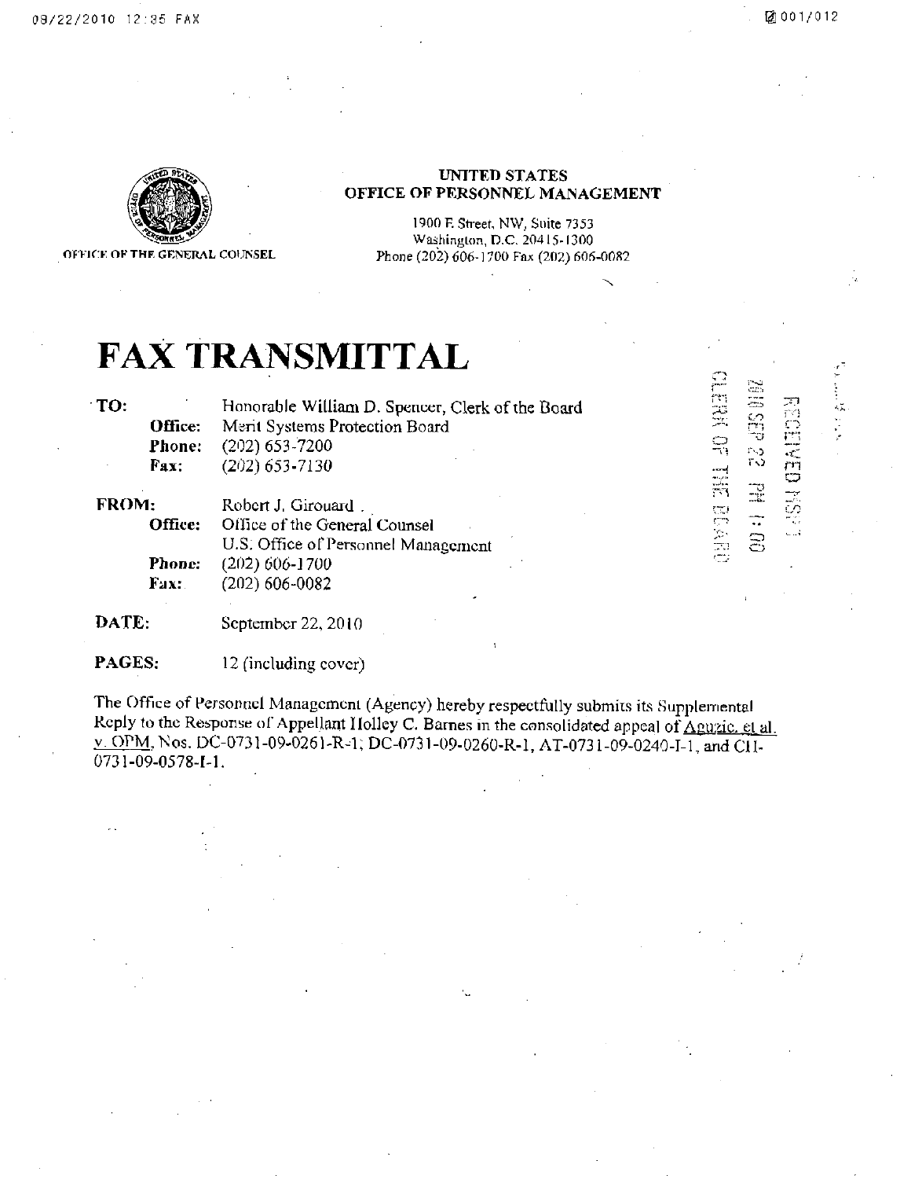**UNITED STATES**
**OFFICE OF PERSONNEL MANAGEMENT**

1900 E Street, NW, Suite 7353
Washington, D.C. 20415-1300
Phone (202) 606-1700 Fax (202) 606-0082

OFFICE OF THE GENERAL COUNSEL

RECEIVED MSPB
2010 SEP 22 PM 1:00
CLERK OF THE BOARD

# FAX TRANSMITTAL

**TO:** Honorable William D. Spencer, Clerk of the Board
**Office:** Merit Systems Protection Board
**Phone:** (202) 653-7200
**Fax:** (202) 653-7130

**FROM:** Robert J. Girouard
**Office:** Office of the General Counsel
U.S. Office of Personnel Management
**Phone:** (202) 606-1700
**Fax:** (202) 606-0082

**DATE:** September 22, 2010

**PAGES:** 12 (including cover)

The Office of Personnel Management (Agency) hereby respectfully submits its Supplemental Reply to the Response of Appellant Holley C. Barnes in the consolidated appeal of Aguzie, et al. v. OPM, Nos. DC-0731-09-0261-R-1; DC-0731-09-0260-R-1, AT-0731-09-0240-I-1, and CH-0731-09-0578-I-1.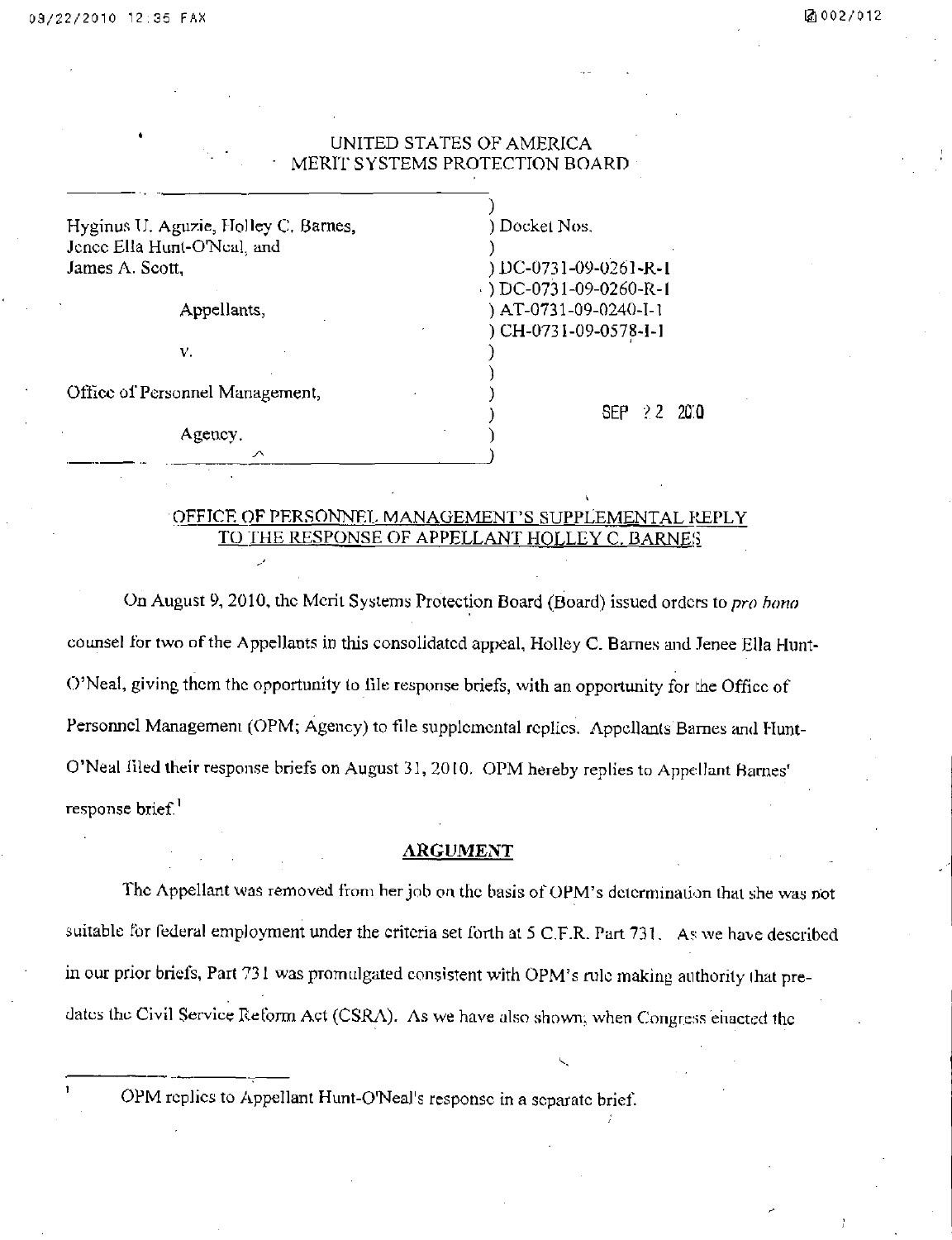UNITED STATES OF AMERICA
MERIT SYSTEMS PROTECTION BOARD

| | |
|---|---|
| Hyginus U. Aguzie, Holley C. Barnes, Jenee Ella Hunt-O'Neal, and James A. Scott, | Docket Nos. |
| | DC-0731-09-0261-R-1 |
| Appellants, | DC-0731-09-0260-R-1 |
| | AT-0731-09-0240-I-1 |
| v. | CH-0731-09-0578-I-1 |
| Office of Personnel Management, | |
| | SEP 22 2010 |
| Agency. | |

## OFFICE OF PERSONNEL MANAGEMENT'S SUPPLEMENTAL REPLY TO THE RESPONSE OF APPELLANT HOLLEY C. BARNES

On August 9, 2010, the Merit Systems Protection Board (Board) issued orders to *pro bono* counsel for two of the Appellants in this consolidated appeal, Holley C. Barnes and Jenee Ella Hunt-O'Neal, giving them the opportunity to file response briefs, with an opportunity for the Office of Personnel Management (OPM; Agency) to file supplemental replies. Appellants Barnes and Hunt-O'Neal filed their response briefs on August 31, 2010. OPM hereby replies to Appellant Barnes' response brief.[1]

## ARGUMENT

The Appellant was removed from her job on the basis of OPM's determination that she was not suitable for federal employment under the criteria set forth at 5 C.F.R. Part 731. As we have described in our prior briefs, Part 731 was promulgated consistent with OPM's rule making authority that pre-dates the Civil Service Reform Act (CSRA). As we have also shown, when Congress enacted the

[1] OPM replies to Appellant Hunt-O'Neal's response in a separate brief.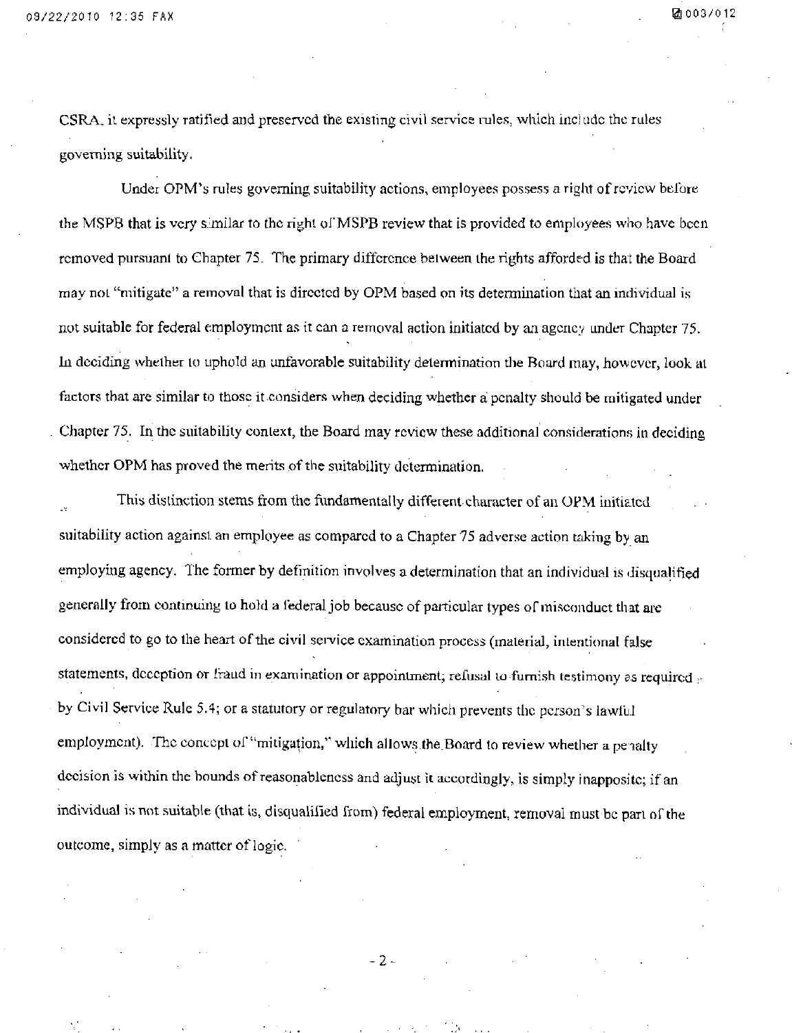CSRA, it expressly ratified and preserved the existing civil service rules, which include the rules governing suitability.

Under OPM's rules governing suitability actions, employees possess a right of review before the MSPB that is very similar to the right of MSPB review that is provided to employees who have been removed pursuant to Chapter 75. The primary difference between the rights afforded is that the Board may not "mitigate" a removal that is directed by OPM based on its determination that an individual is not suitable for federal employment as it can a removal action initiated by an agency under Chapter 75. In deciding whether to uphold an unfavorable suitability determination the Board may, however, look at factors that are similar to those it considers when deciding whether a penalty should be mitigated under Chapter 75. In the suitability context, the Board may review these additional considerations in deciding whether OPM has proved the merits of the suitability determination.

This distinction stems from the fundamentally different character of an OPM initiated suitability action against an employee as compared to a Chapter 75 adverse action taking by an employing agency. The former by definition involves a determination that an individual is disqualified generally from continuing to hold a federal job because of particular types of misconduct that are considered to go to the heart of the civil service examination process (material, intentional false statements, deception or fraud in examination or appointment; refusal to furnish testimony as required by Civil Service Rule 5.4; or a statutory or regulatory bar which prevents the person's lawful employment). The concept of "mitigation," which allows the Board to review whether a penalty decision is within the bounds of reasonableness and adjust it accordingly, is simply inapposite; if an individual is not suitable (that is, disqualified from) federal employment, removal must be part of the outcome, simply as a matter of logic.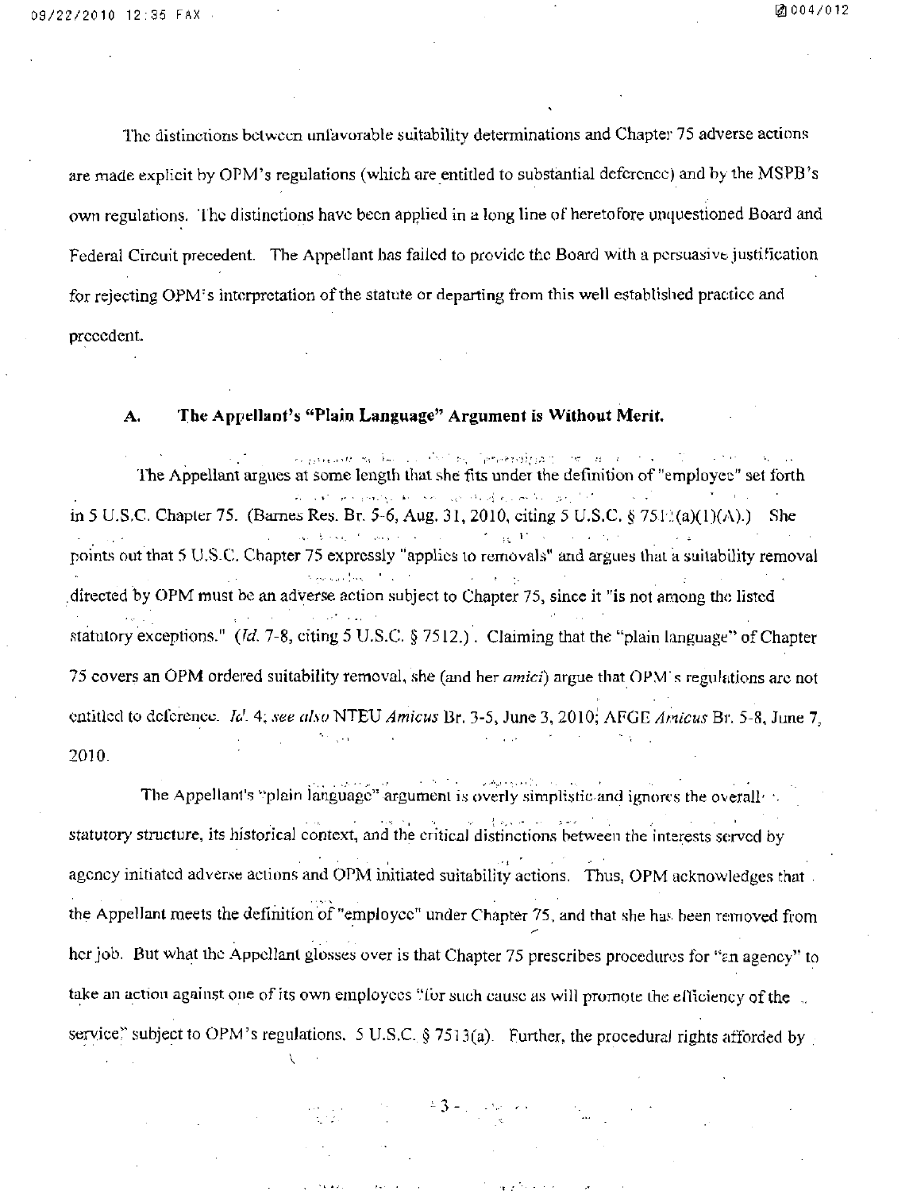The distinctions between unfavorable suitability determinations and Chapter 75 adverse actions are made explicit by OPM's regulations (which are entitled to substantial deference) and by the MSPB's own regulations. The distinctions have been applied in a long line of heretofore unquestioned Board and Federal Circuit precedent. The Appellant has failed to provide the Board with a persuasive justification for rejecting OPM's interpretation of the statute or departing from this well established practice and precedent.

### A. The Appellant's "Plain Language" Argument is Without Merit.

The Appellant argues at some length that she fits under the definition of "employee" set forth in 5 U.S.C. Chapter 75. (Barnes Res. Br. 5-6, Aug. 31, 2010, citing 5 U.S.C. § 7511(a)(1)(A).) She points out that 5 U.S.C. Chapter 75 expressly "applies to removals" and argues that a suitability removal directed by OPM must be an adverse action subject to Chapter 75, since it "is not among the listed statutory exceptions." (*Id.* 7-8, citing 5 U.S.C. § 7512.) Claiming that the "plain language" of Chapter 75 covers an OPM ordered suitability removal, she (and her *amici*) argue that OPM's regulations are not entitled to deference. *Id.* 4; *see also* NTEU *Amicus* Br. 3-5, June 3, 2010; AFGE *Amicus* Br. 5-8, June 7, 2010.

The Appellant's "plain language" argument is overly simplistic and ignores the overall statutory structure, its historical context, and the critical distinctions between the interests served by agency initiated adverse actions and OPM initiated suitability actions. Thus, OPM acknowledges that the Appellant meets the definition of "employee" under Chapter 75, and that she has been removed from her job. But what the Appellant glosses over is that Chapter 75 prescribes procedures for "an agency" to take an action against one of its own employees "for such cause as will promote the efficiency of the service" subject to OPM's regulations. 5 U.S.C. § 7513(a). Further, the procedural rights afforded by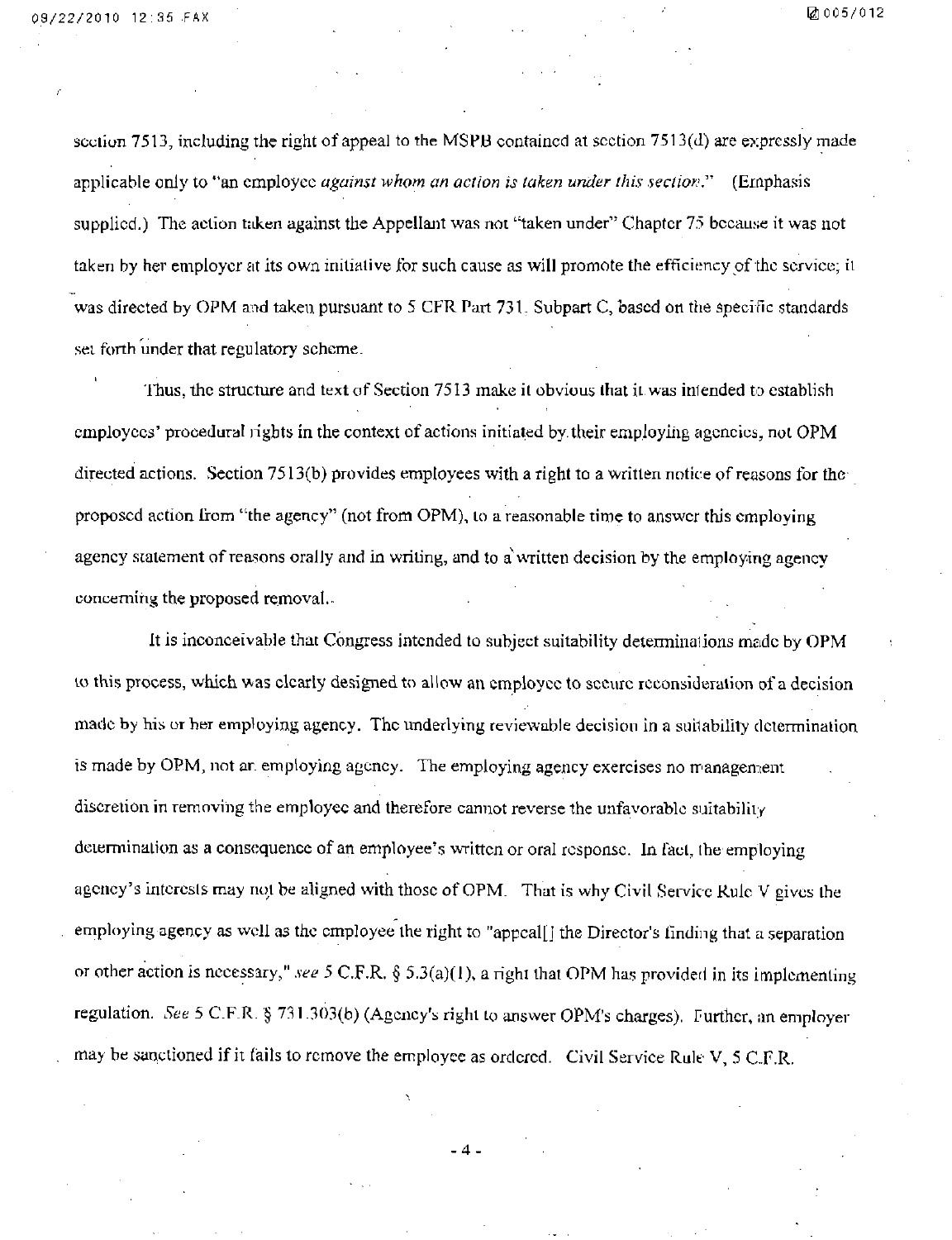section 7513, including the right of appeal to the MSPB contained at section 7513(d) are expressly made applicable only to "an employee *against whom an action is taken under this section*." (Emphasis supplied.) The action taken against the Appellant was not "taken under" Chapter 75 because it was not taken by her employer at its own initiative for such cause as will promote the efficiency of the service; it was directed by OPM and taken pursuant to 5 CFR Part 731, Subpart C, based on the specific standards set forth under that regulatory scheme.

Thus, the structure and text of Section 7513 make it obvious that it was intended to establish employees' procedural rights in the context of actions initiated by their employing agencies, not OPM directed actions. Section 7513(b) provides employees with a right to a written notice of reasons for the proposed action from "the agency" (not from OPM), to a reasonable time to answer this employing agency statement of reasons orally and in writing, and to a written decision by the employing agency concerning the proposed removal.

It is inconceivable that Congress intended to subject suitability determinations made by OPM to this process, which was clearly designed to allow an employee to secure reconsideration of a decision made by his or her employing agency. The underlying reviewable decision in a suitability determination is made by OPM, not an employing agency. The employing agency exercises no management discretion in removing the employee and therefore cannot reverse the unfavorable suitability determination as a consequence of an employee's written or oral response. In fact, the employing agency's interests may not be aligned with those of OPM. That is why Civil Service Rule V gives the employing agency as well as the employee the right to "appeal[] the Director's finding that a separation or other action is necessary," *see* 5 C.F.R. § 5.3(a)(1), a right that OPM has provided in its implementing regulation. *See* 5 C.F.R. § 731.303(b) (Agency's right to answer OPM's charges). Further, an employer may be sanctioned if it fails to remove the employee as ordered. Civil Service Rule V, 5 C.F.R.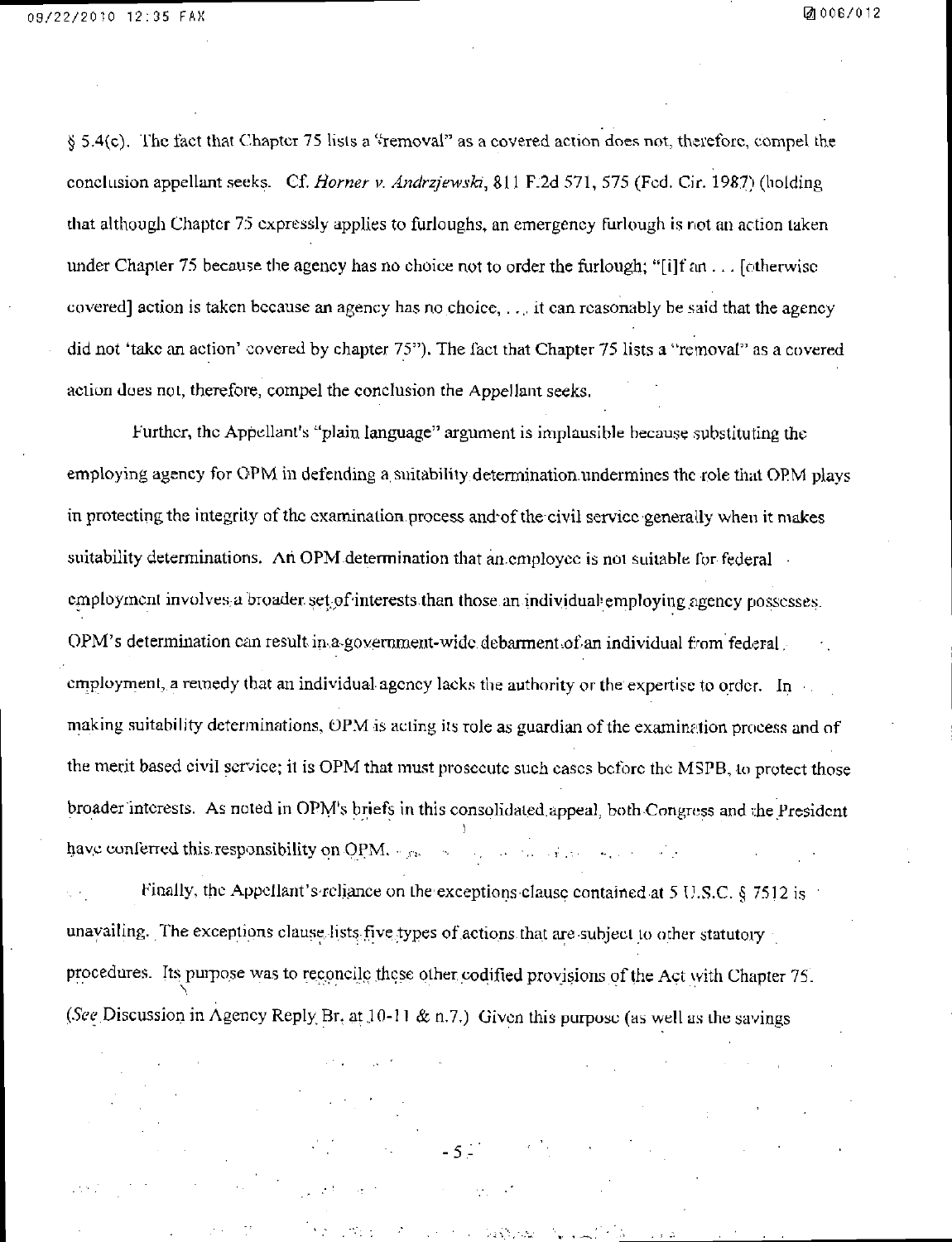§ 5.4(c). The fact that Chapter 75 lists a "removal" as a covered action does not, therefore, compel the conclusion appellant seeks. Cf. *Horner v. Andrzjewski*, 811 F.2d 571, 575 (Fed. Cir. 1987) (holding that although Chapter 75 expressly applies to furloughs, an emergency furlough is not an action taken under Chapter 75 because the agency has no choice not to order the furlough; "[i]f an . . . [otherwise covered] action is taken because an agency has no choice, . . . it can reasonably be said that the agency did not 'take an action' covered by chapter 75"). The fact that Chapter 75 lists a "removal" as a covered action does not, therefore, compel the conclusion the Appellant seeks.

Further, the Appellant's "plain language" argument is implausible because substituting the employing agency for OPM in defending a suitability determination undermines the role that OPM plays in protecting the integrity of the examination process and of the civil service generally when it makes suitability determinations. An OPM determination that an employee is not suitable for federal employment involves a broader set of interests than those an individual employing agency possesses. OPM's determination can result in a government-wide debarment of an individual from federal employment, a remedy that an individual agency lacks the authority or the expertise to order. In making suitability determinations, OPM is acting its role as guardian of the examination process and of the merit based civil service; it is OPM that must prosecute such cases before the MSPB, to protect those broader interests. As noted in OPM's briefs in this consolidated appeal, both Congress and the President have conferred this responsibility on OPM.

Finally, the Appellant's reliance on the exceptions clause contained at 5 U.S.C. § 7512 is unavailing. The exceptions clause lists five types of actions that are subject to other statutory procedures. Its purpose was to reconcile these other codified provisions of the Act with Chapter 75. (*See* Discussion in Agency Reply Br. at 10-11 & n.7.) Given this purpose (as well as the savings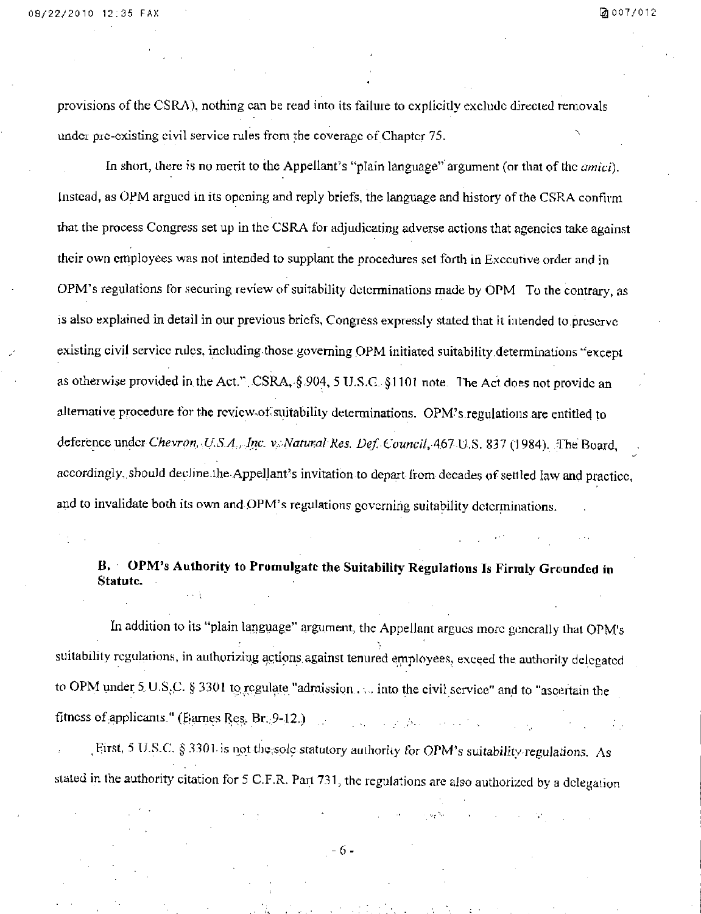provisions of the CSRA), nothing can be read into its failure to explicitly exclude directed removals under pre-existing civil service rules from the coverage of Chapter 75.

In short, there is no merit to the Appellant's "plain language" argument (or that of the *amici*). Instead, as OPM argued in its opening and reply briefs, the language and history of the CSRA confirm that the process Congress set up in the CSRA for adjudicating adverse actions that agencies take against their own employees was not intended to supplant the procedures set forth in Executive order and in OPM's regulations for securing review of suitability determinations made by OPM. To the contrary, as is also explained in detail in our previous briefs, Congress expressly stated that it intended to preserve existing civil service rules, including those governing OPM initiated suitability determinations "except as otherwise provided in the Act." CSRA, § 904, 5 U.S.C. §1101 note. The Act does not provide an alternative procedure for the review of suitability determinations. OPM's regulations are entitled to deference under *Chevron, U.S.A., Inc. v. Natural Res. Def. Council*, 467 U.S. 837 (1984). The Board, accordingly, should decline the Appellant's invitation to depart from decades of settled law and practice, and to invalidate both its own and OPM's regulations governing suitability determinations.

## B. OPM's Authority to Promulgate the Suitability Regulations Is Firmly Grounded in Statute.

In addition to its "plain language" argument, the Appellant argues more generally that OPM's suitability regulations, in authorizing actions against tenured employees, exceed the authority delegated to OPM under 5 U.S.C. § 3301 to regulate "admission . . . into the civil service" and to "ascertain the fitness of applicants." (Barnes Res. Br. 9-12.)

First, 5 U.S.C. § 3301 is not the sole statutory authority for OPM's suitability regulations. As stated in the authority citation for 5 C.F.R. Part 731, the regulations are also authorized by a delegation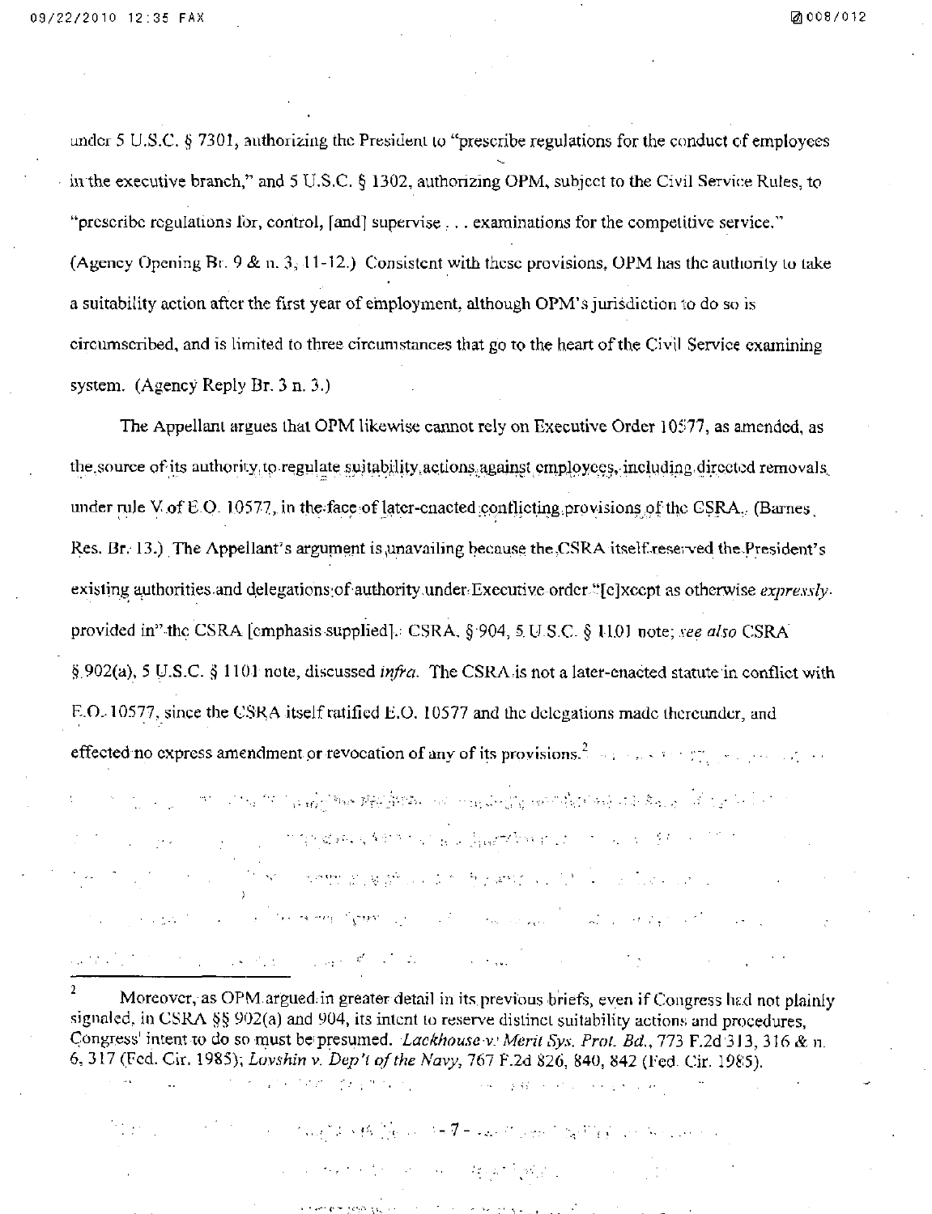under 5 U.S.C. § 7301, authorizing the President to "prescribe regulations for the conduct of employees in the executive branch," and 5 U.S.C. § 1302, authorizing OPM, subject to the Civil Service Rules, to "prescribe regulations for, control, [and] supervise . . . examinations for the competitive service." (Agency Opening Br. 9 & n. 3, 11-12.) Consistent with these provisions, OPM has the authority to take a suitability action after the first year of employment, although OPM's jurisdiction to do so is circumscribed, and is limited to three circumstances that go to the heart of the Civil Service examining system. (Agency Reply Br. 3 n. 3.)

The Appellant argues that OPM likewise cannot rely on Executive Order 10577, as amended, as the source of its authority to regulate suitability actions against employees, including directed removals under rule V of E.O. 10577, in the face of later-enacted conflicting provisions of the CSRA. (Barnes Res. Br. 13.) The Appellant's argument is unavailing because the CSRA itself reserved the President's existing authorities and delegations of authority under Executive order "[e]xcept as otherwise *expressly* provided in" the CSRA [emphasis supplied]. CSRA, § 904, 5 U.S.C. § 1101 note; *see also* CSRA § 902(a), 5 U.S.C. § 1101 note, discussed *infra*. The CSRA is not a later-enacted statute in conflict with E.O. 10577, since the CSRA itself ratified E.O. 10577 and the delegations made thereunder, and effected no express amendment or revocation of any of its provisions.[2]

[2] Moreover, as OPM argued in greater detail in its previous briefs, even if Congress had not plainly signaled, in CSRA §§ 902(a) and 904, its intent to reserve distinct suitability actions and procedures, Congress' intent to do so must be presumed. *Lackhouse v. Merit Sys. Prot. Bd.*, 773 F.2d 313, 316 & n. 6, 317 (Fed. Cir. 1985); *Lovshin v. Dep't of the Navy*, 767 F.2d 826, 840, 842 (Fed. Cir. 1985).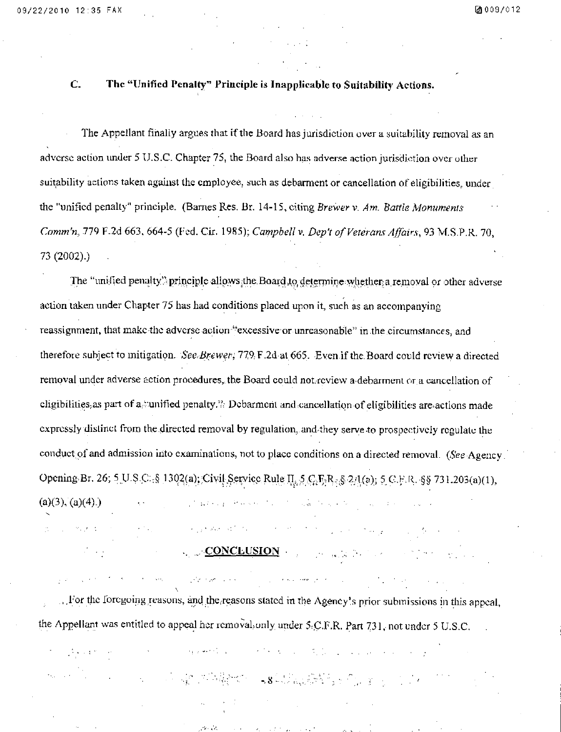### C. The "Unified Penalty" Principle is Inapplicable to Suitability Actions.

The Appellant finally argues that if the Board has jurisdiction over a suitability removal as an adverse action under 5 U.S.C. Chapter 75, the Board also has adverse action jurisdiction over other suitability actions taken against the employee, such as debarment or cancellation of eligibilities, under the "unified penalty" principle. (Barnes Res. Br. 14-15, citing *Brewer v. Am. Battle Monuments Comm'n*, 779 F.2d 663, 664-5 (Fed. Cir. 1985); *Campbell v. Dep't of Veterans Affairs*, 93 M.S.P.R. 70, 73 (2002).)

The "unified penalty" principle allows the Board to determine whether a removal or other adverse action taken under Chapter 75 has had conditions placed upon it, such as an accompanying reassignment, that make the adverse action "excessive or unreasonable" in the circumstances, and therefore subject to mitigation. *See Brewer*, 779 F.2d at 665. Even if the Board could review a directed removal under adverse action procedures, the Board could not review a debarment or a cancellation of eligibilities as part of a "unified penalty." Debarment and cancellation of eligibilities are actions made expressly distinct from the directed removal by regulation, and they serve to prospectively regulate the conduct of and admission into examinations, not to place conditions on a directed removal. (*See* Agency Opening Br. 26; 5 U.S.C. § 1302(a); Civil Service Rule II, 5 C.F.R. § 2.1(a); 5 C.F.R. §§ 731.203(a)(1), (a)(3), (a)(4).)

## CONCLUSION

For the foregoing reasons, and the reasons stated in the Agency's prior submissions in this appeal, the Appellant was entitled to appeal her removal only under 5 C.F.R. Part 731, not under 5 U.S.C.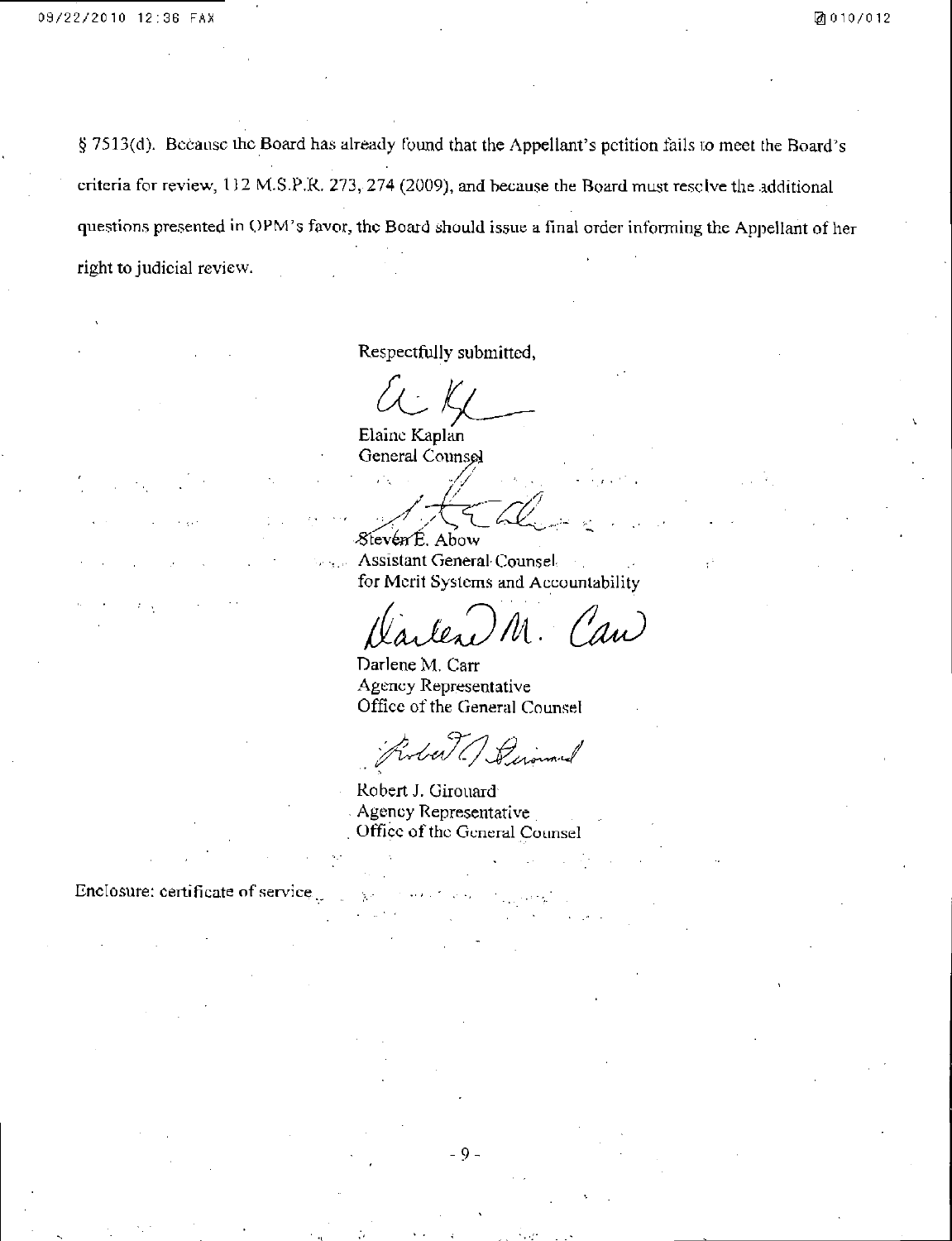§ 7513(d). Because the Board has already found that the Appellant's petition fails to meet the Board's criteria for review, 112 M.S.P.R. 273, 274 (2009), and because the Board must resolve the additional questions presented in OPM's favor, the Board should issue a final order informing the Appellant of her right to judicial review.

Respectfully submitted,

Elaine Kaplan
General Counsel

Steven E. Abow
Assistant General Counsel
for Merit Systems and Accountability

Darlene M. Carr
Agency Representative
Office of the General Counsel

Robert J. Girouard
Agency Representative
Office of the General Counsel

Enclosure: certificate of service